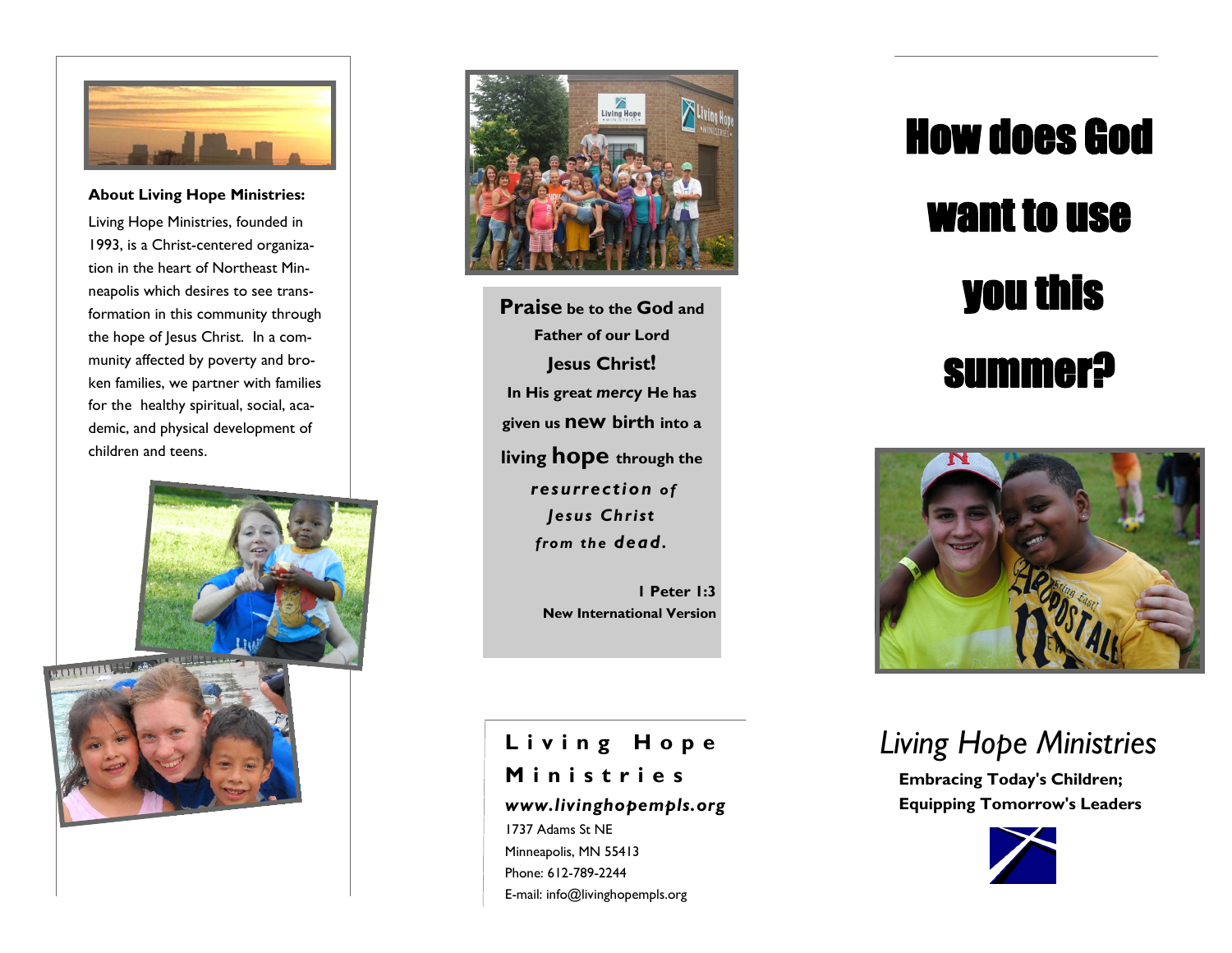**About Living Hope Ministries:**

Living Hope Ministries, founded in 1993, is a Christ-centered organization in the heart of Northeast Minneapolis which desires to see transformation in this community through the hope of Jesus Christ. In a community affected by poverty and broken families, we partner with families for the healthy spiritual, social, academic, and physical development of children and teens.

**Praise be to the God and Father of our Lord Jesus Christ! In His *great mercy* He has given us new birth into a living hope through the *resurrection of Jesus Christ from the dead.***

**I Peter 1:3**
**New International Version**

**Living Hope Ministries**

***www.livinghopempls.org***

1737 Adams St NE
Minneapolis, MN 55413
Phone: 612-789-2244
E-mail: info@livinghopempls.org

# How does God want to use you this summer?

## *Living Hope Ministries*

**Embracing Today's Children;**
**Equipping Tomorrow's Leaders**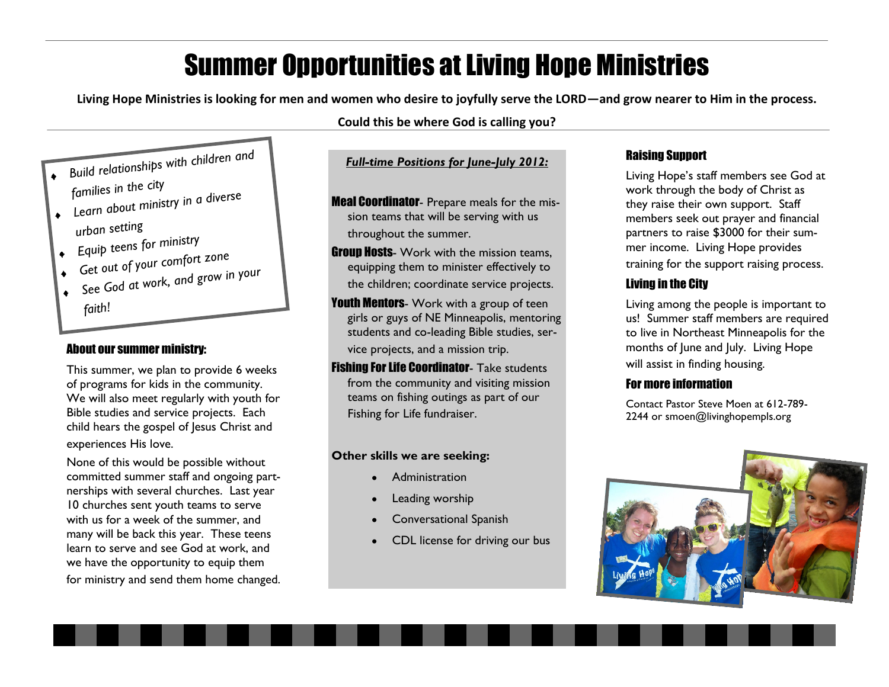# Summer Opportunities at Living Hope Ministries

**Living Hope Ministries is looking for men and women who desire to joyfully serve the LORD—and grow nearer to Him in the process.**

**Could this be where God is calling you?**

- *Build relationships with children and families in the city*
- *Learn about ministry in a diverse urban setting*
- *Equip teens for ministry*
- *Get out of your comfort zone*
- *See God at work, and grow in your faith!*

## About our summer ministry:

This summer, we plan to provide 6 weeks of programs for kids in the community. We will also meet regularly with youth for Bible studies and service projects. Each child hears the gospel of Jesus Christ and experiences His love.

None of this would be possible without committed summer staff and ongoing partnerships with several churches. Last year 10 churches sent youth teams to serve with us for a week of the summer, and many will be back this year. These teens learn to serve and see God at work, and we have the opportunity to equip them for ministry and send them home changed.

***Full-time Positions for June-July 2012:***

**Meal Coordinator**- Prepare meals for the mission teams that will be serving with us throughout the summer.

**Group Hosts**- Work with the mission teams, equipping them to minister effectively to the children; coordinate service projects.

**Youth Mentors**- Work with a group of teen girls or guys of NE Minneapolis, mentoring students and co-leading Bible studies, service projects, and a mission trip.

**Fishing For Life Coordinator**- Take students from the community and visiting mission teams on fishing outings as part of our Fishing for Life fundraiser.

**Other skills we are seeking:**

- Administration
- Leading worship
- Conversational Spanish
- CDL license for driving our bus

## Raising Support

Living Hope's staff members see God at work through the body of Christ as they raise their own support. Staff members seek out prayer and financial partners to raise $3000 for their summer income. Living Hope provides training for the support raising process.

## Living in the City

Living among the people is important to us! Summer staff members are required to live in Northeast Minneapolis for the months of June and July. Living Hope will assist in finding housing.

## For more information

Contact Pastor Steve Moen at 612-789-2244 or smoen@livinghopempls.org